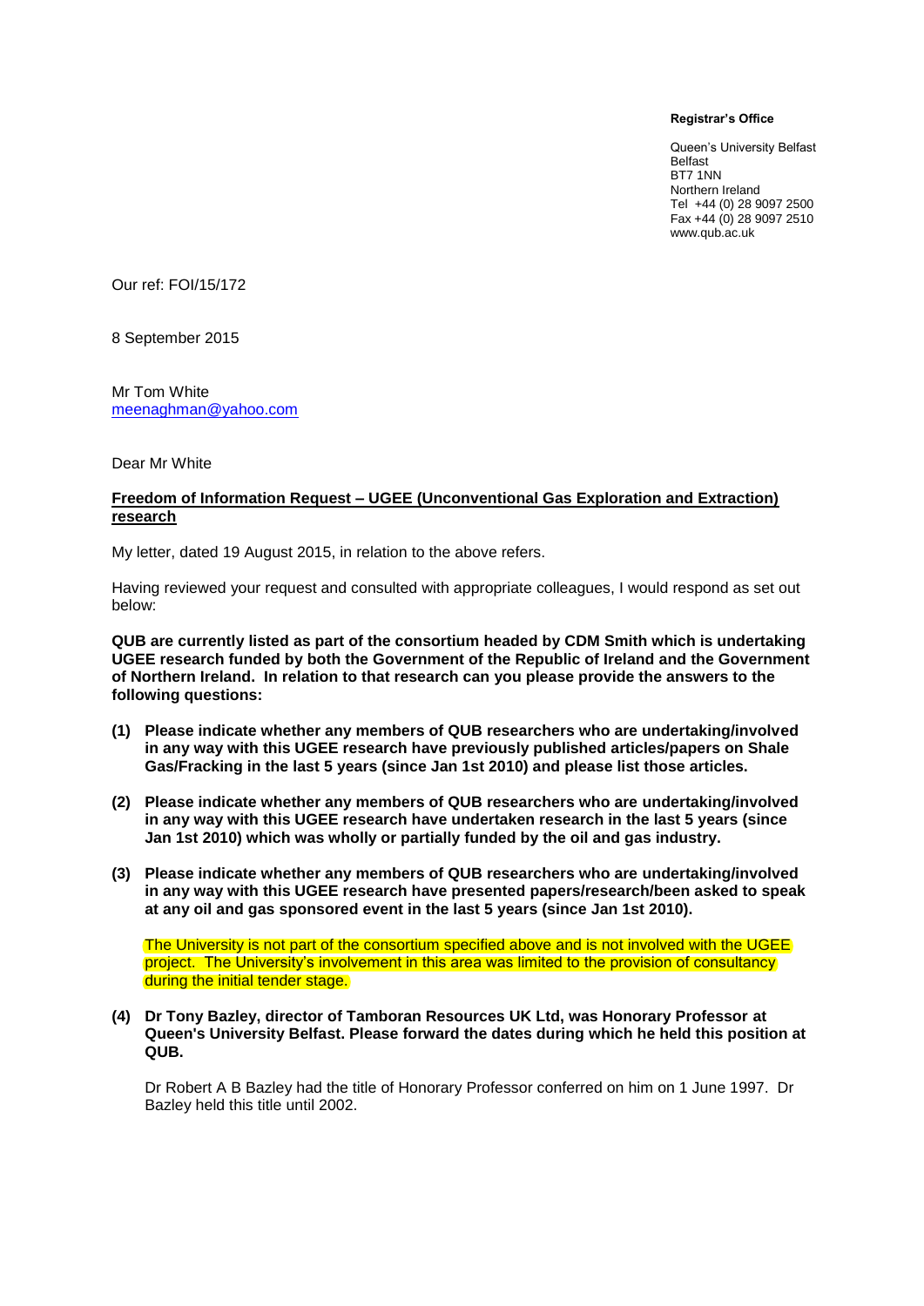**Registrar's Office**

Queen's University Belfast
Belfast
BT7 1NN
Northern Ireland
Tel +44 (0) 28 9097 2500
Fax +44 (0) 28 9097 2510
www.qub.ac.uk

Our ref: FOI/15/172

8 September 2015

Mr Tom White
meenaghman@yahoo.com

Dear Mr White

**Freedom of Information Request – UGEE (Unconventional Gas Exploration and Extraction) research**

My letter, dated 19 August 2015, in relation to the above refers.

Having reviewed your request and consulted with appropriate colleagues, I would respond as set out below:

**QUB are currently listed as part of the consortium headed by CDM Smith which is undertaking UGEE research funded by both the Government of the Republic of Ireland and the Government of Northern Ireland. In relation to that research can you please provide the answers to the following questions:**

**(1) Please indicate whether any members of QUB researchers who are undertaking/involved in any way with this UGEE research have previously published articles/papers on Shale Gas/Fracking in the last 5 years (since Jan 1st 2010) and please list those articles.**

**(2) Please indicate whether any members of QUB researchers who are undertaking/involved in any way with this UGEE research have undertaken research in the last 5 years (since Jan 1st 2010) which was wholly or partially funded by the oil and gas industry.**

**(3) Please indicate whether any members of QUB researchers who are undertaking/involved in any way with this UGEE research have presented papers/research/been asked to speak at any oil and gas sponsored event in the last 5 years (since Jan 1st 2010).**

The University is not part of the consortium specified above and is not involved with the UGEE project. The University's involvement in this area was limited to the provision of consultancy during the initial tender stage.

**(4) Dr Tony Bazley, director of Tamboran Resources UK Ltd, was Honorary Professor at Queen's University Belfast. Please forward the dates during which he held this position at QUB.**

Dr Robert A B Bazley had the title of Honorary Professor conferred on him on 1 June 1997. Dr Bazley held this title until 2002.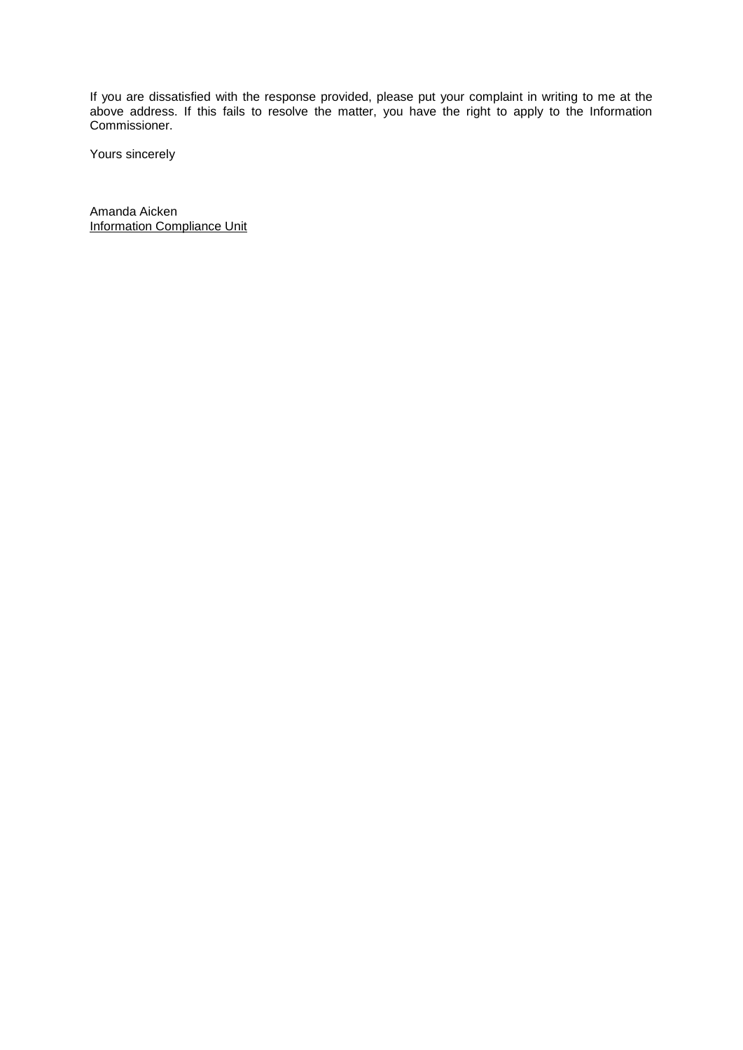If you are dissatisfied with the response provided, please put your complaint in writing to me at the above address. If this fails to resolve the matter, you have the right to apply to the Information Commissioner.

Yours sincerely

Amanda Aicken
Information Compliance Unit